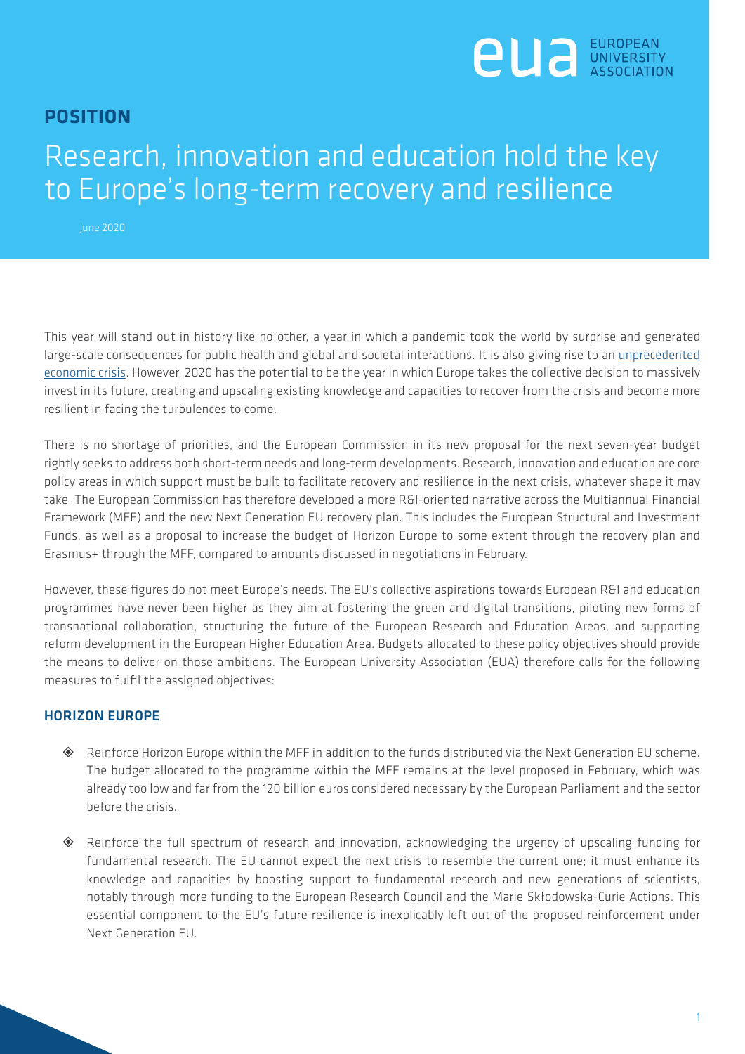**POSITION**

# Research, innovation and education hold the key to Europe's long-term recovery and resilience

June 2020

This year will stand out in history like no other, a year in which a pandemic took the world by surprise and generated large-scale consequences for public health and global and societal interactions. It is also giving rise to an unprecedented economic crisis. However, 2020 has the potential to be the year in which Europe takes the collective decision to massively invest in its future, creating and upscaling existing knowledge and capacities to recover from the crisis and become more resilient in facing the turbulences to come.

There is no shortage of priorities, and the European Commission in its new proposal for the next seven-year budget rightly seeks to address both short-term needs and long-term developments. Research, innovation and education are core policy areas in which support must be built to facilitate recovery and resilience in the next crisis, whatever shape it may take. The European Commission has therefore developed a more R&I-oriented narrative across the Multiannual Financial Framework (MFF) and the new Next Generation EU recovery plan. This includes the European Structural and Investment Funds, as well as a proposal to increase the budget of Horizon Europe to some extent through the recovery plan and Erasmus+ through the MFF, compared to amounts discussed in negotiations in February.

However, these figures do not meet Europe's needs. The EU's collective aspirations towards European R&I and education programmes have never been higher as they aim at fostering the green and digital transitions, piloting new forms of transnational collaboration, structuring the future of the European Research and Education Areas, and supporting reform development in the European Higher Education Area. Budgets allocated to these policy objectives should provide the means to deliver on those ambitions. The European University Association (EUA) therefore calls for the following measures to fulfil the assigned objectives:

## HORIZON EUROPE

- Reinforce Horizon Europe within the MFF in addition to the funds distributed via the Next Generation EU scheme. The budget allocated to the programme within the MFF remains at the level proposed in February, which was already too low and far from the 120 billion euros considered necessary by the European Parliament and the sector before the crisis.
- Reinforce the full spectrum of research and innovation, acknowledging the urgency of upscaling funding for fundamental research. The EU cannot expect the next crisis to resemble the current one; it must enhance its knowledge and capacities by boosting support to fundamental research and new generations of scientists, notably through more funding to the European Research Council and the Marie Skłodowska-Curie Actions. This essential component to the EU's future resilience is inexplicably left out of the proposed reinforcement under Next Generation EU.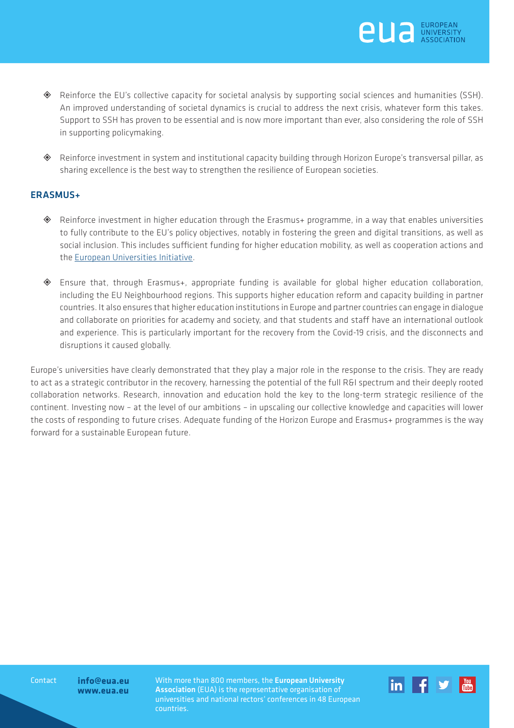- Reinforce the EU's collective capacity for societal analysis by supporting social sciences and humanities (SSH). An improved understanding of societal dynamics is crucial to address the next crisis, whatever form this takes. Support to SSH has proven to be essential and is now more important than ever, also considering the role of SSH in supporting policymaking.

- Reinforce investment in system and institutional capacity building through Horizon Europe's transversal pillar, as sharing excellence is the best way to strengthen the resilience of European societies.

## ERASMUS+

- Reinforce investment in higher education through the Erasmus+ programme, in a way that enables universities to fully contribute to the EU's policy objectives, notably in fostering the green and digital transitions, as well as social inclusion. This includes sufficient funding for higher education mobility, as well as cooperation actions and the European Universities Initiative.

- Ensure that, through Erasmus+, appropriate funding is available for global higher education collaboration, including the EU Neighbourhood regions. This supports higher education reform and capacity building in partner countries. It also ensures that higher education institutions in Europe and partner countries can engage in dialogue and collaborate on priorities for academy and society, and that students and staff have an international outlook and experience. This is particularly important for the recovery from the Covid-19 crisis, and the disconnects and disruptions it caused globally.

Europe's universities have clearly demonstrated that they play a major role in the response to the crisis. They are ready to act as a strategic contributor in the recovery, harnessing the potential of the full R&I spectrum and their deeply rooted collaboration networks. Research, innovation and education hold the key to the long-term strategic resilience of the continent. Investing now – at the level of our ambitions – in upscaling our collective knowledge and capacities will lower the costs of responding to future crises. Adequate funding of the Horizon Europe and Erasmus+ programmes is the way forward for a sustainable European future.

Contact **info@eua.eu** **www.eua.eu**

With more than 800 members, the **European University Association** (EUA) is the representative organisation of universities and national rectors' conferences in 48 European countries.